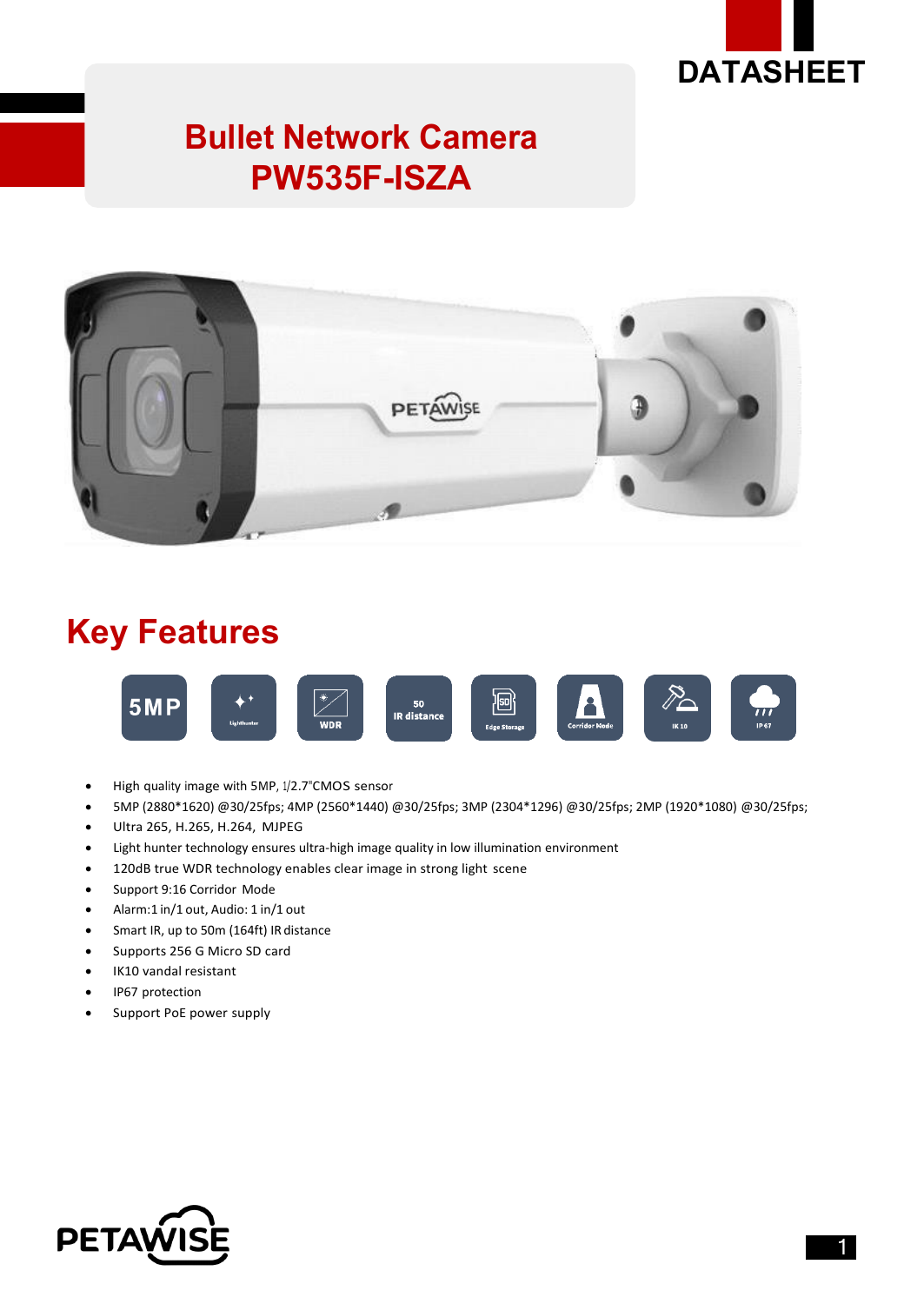DATASHEET

# Bullet Network Camera PW535F-ISZA

## Key Features

- High quality image with 5MP, 1/2.7"CMOS sensor
- 5MP (2880*1620) @30/25fps; 4MP (2560*1440) @30/25fps; 3MP (2304*1296) @30/25fps; 2MP (1920*1080) @30/25fps;
- Ultra 265, H.265, H.264, MJPEG
- Light hunter technology ensures ultra-high image quality in low illumination environment
- 120dB true WDR technology enables clear image in strong light scene
- Support 9:16 Corridor Mode
- Alarm:1 in/1 out, Audio: 1 in/1 out
- Smart IR, up to 50m (164ft) IR distance
- Supports 256 G Micro SD card
- IK10 vandal resistant
- IP67 protection
- Support PoE power supply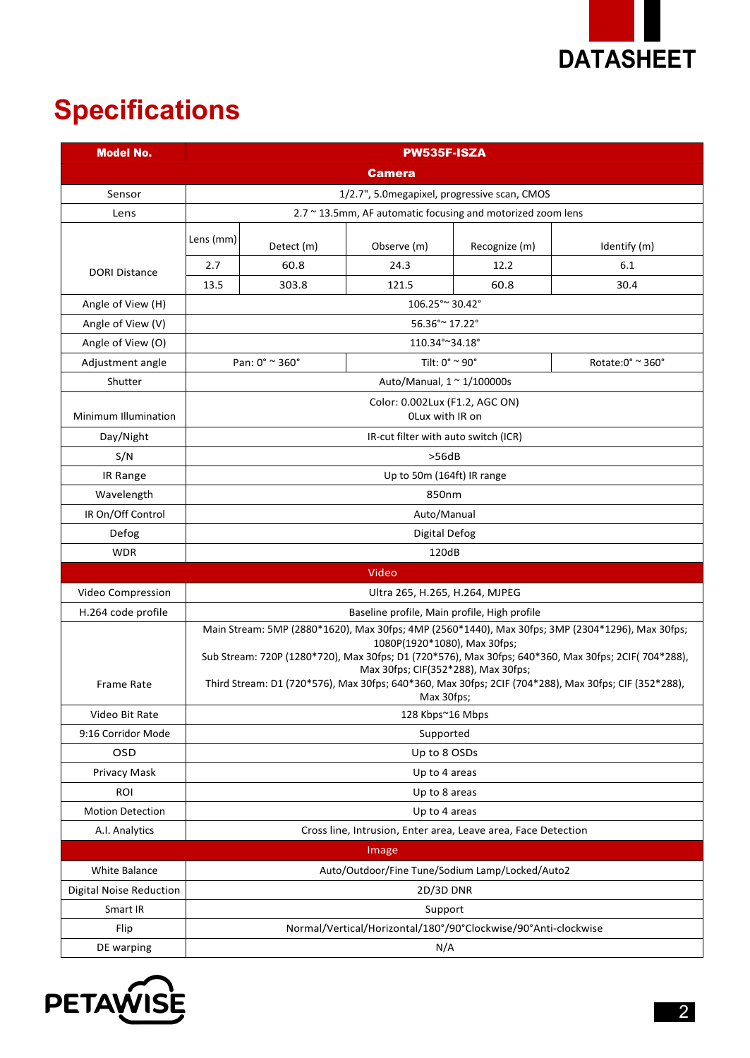# Specifications

| Model No. | PW535F-ISZA | | | | |
|---|---|---|---|---|---|
| **Camera** | | | | | |
| Sensor | 1/2.7", 5.0megapixel, progressive scan, CMOS | | | | |
| Lens | 2.7 ~ 13.5mm, AF automatic focusing and motorized zoom lens | | | | |
| DORI Distance | Lens (mm) | Detect (m) | Observe (m) | Recognize (m) | Identify (m) |
| | 2.7 | 60.8 | 24.3 | 12.2 | 6.1 |
| | 13.5 | 303.8 | 121.5 | 60.8 | 30.4 |
| Angle of View (H) | 106.25°~ 30.42° | | | | |
| Angle of View (V) | 56.36°~ 17.22° | | | | |
| Angle of View (O) | 110.34°~34.18° | | | | |
| Adjustment angle | Pan: 0° ~ 360° | | Tilt: 0° ~ 90° | | Rotate:0° ~ 360° |
| Shutter | Auto/Manual, 1 ~ 1/100000s | | | | |
| Minimum Illumination | Color: 0.002Lux (F1.2, AGC ON)<br>0Lux with IR on | | | | |
| Day/Night | IR-cut filter with auto switch (ICR) | | | | |
| S/N | >56dB | | | | |
| IR Range | Up to 50m (164ft) IR range | | | | |
| Wavelength | 850nm | | | | |
| IR On/Off Control | Auto/Manual | | | | |
| Defog | Digital Defog | | | | |
| WDR | 120dB | | | | |
| **Video** | | | | | |
| Video Compression | Ultra 265, H.265, H.264, MJPEG | | | | |
| H.264 code profile | Baseline profile, Main profile, High profile | | | | |
| Frame Rate | Main Stream: 5MP (2880*1620), Max 30fps; 4MP (2560*1440), Max 30fps; 3MP (2304*1296), Max 30fps; 1080P(1920*1080), Max 30fps;<br>Sub Stream: 720P (1280*720), Max 30fps; D1 (720*576), Max 30fps; 640*360, Max 30fps; 2CIF( 704*288), Max 30fps; CIF(352*288), Max 30fps;<br>Third Stream: D1 (720*576), Max 30fps; 640*360, Max 30fps; 2CIF (704*288), Max 30fps; CIF (352*288), Max 30fps; | | | | |
| Video Bit Rate | 128 Kbps~16 Mbps | | | | |
| 9:16 Corridor Mode | Supported | | | | |
| OSD | Up to 8 OSDs | | | | |
| Privacy Mask | Up to 4 areas | | | | |
| ROI | Up to 8 areas | | | | |
| Motion Detection | Up to 4 areas | | | | |
| A.I. Analytics | Cross line, Intrusion, Enter area, Leave area, Face Detection | | | | |
| **Image** | | | | | |
| White Balance | Auto/Outdoor/Fine Tune/Sodium Lamp/Locked/Auto2 | | | | |
| Digital Noise Reduction | 2D/3D DNR | | | | |
| Smart IR | Support | | | | |
| Flip | Normal/Vertical/Horizontal/180°/90°Clockwise/90°Anti-clockwise | | | | |
| DE warping | N/A | | | | |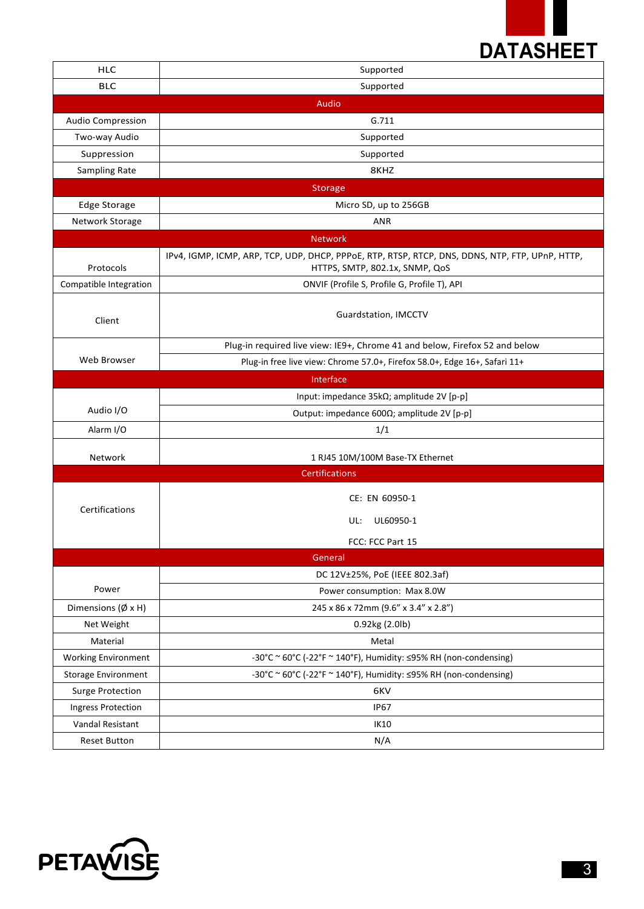| | |
|---|---|
| HLC | Supported |
| BLC | Supported |
| **Audio** | |
| Audio Compression | G.711 |
| Two-way Audio | Supported |
| Suppression | Supported |
| Sampling Rate | 8KHZ |
| **Storage** | |
| Edge Storage | Micro SD, up to 256GB |
| Network Storage | ANR |
| **Network** | |
| Protocols | IPv4, IGMP, ICMP, ARP, TCP, UDP, DHCP, PPPoE, RTP, RTSP, RTCP, DNS, DDNS, NTP, FTP, UPnP, HTTP, HTTPS, SMTP, 802.1x, SNMP, QoS |
| Compatible Integration | ONVIF (Profile S, Profile G, Profile T), API |
| Client | Guardstation, IMCCTV |
| Web Browser | Plug-in required live view: IE9+, Chrome 41 and below, Firefox 52 and below |
| | Plug-in free live view: Chrome 57.0+, Firefox 58.0+, Edge 16+, Safari 11+ |
| **Interface** | |
| Audio I/O | Input: impedance 35kΩ; amplitude 2V [p-p] |
| | Output: impedance 600Ω; amplitude 2V [p-p] |
| Alarm I/O | 1/1 |
| Network | 1 RJ45 10M/100M Base-TX Ethernet |
| **Certifications** | |
| Certifications | CE: EN 60950-1<br>UL: UL60950-1<br>FCC: FCC Part 15 |
| **General** | |
| Power | DC 12V±25%, PoE (IEEE 802.3af) |
| | Power consumption: Max 8.0W |
| Dimensions (Ø x H) | 245 x 86 x 72mm (9.6" x 3.4" x 2.8") |
| Net Weight | 0.92kg (2.0lb) |
| Material | Metal |
| Working Environment | -30°C ~ 60°C (-22°F ~ 140°F), Humidity: ≤95% RH (non-condensing) |
| Storage Environment | -30°C ~ 60°C (-22°F ~ 140°F), Humidity: ≤95% RH (non-condensing) |
| Surge Protection | 6KV |
| Ingress Protection | IP67 |
| Vandal Resistant | IK10 |
| Reset Button | N/A |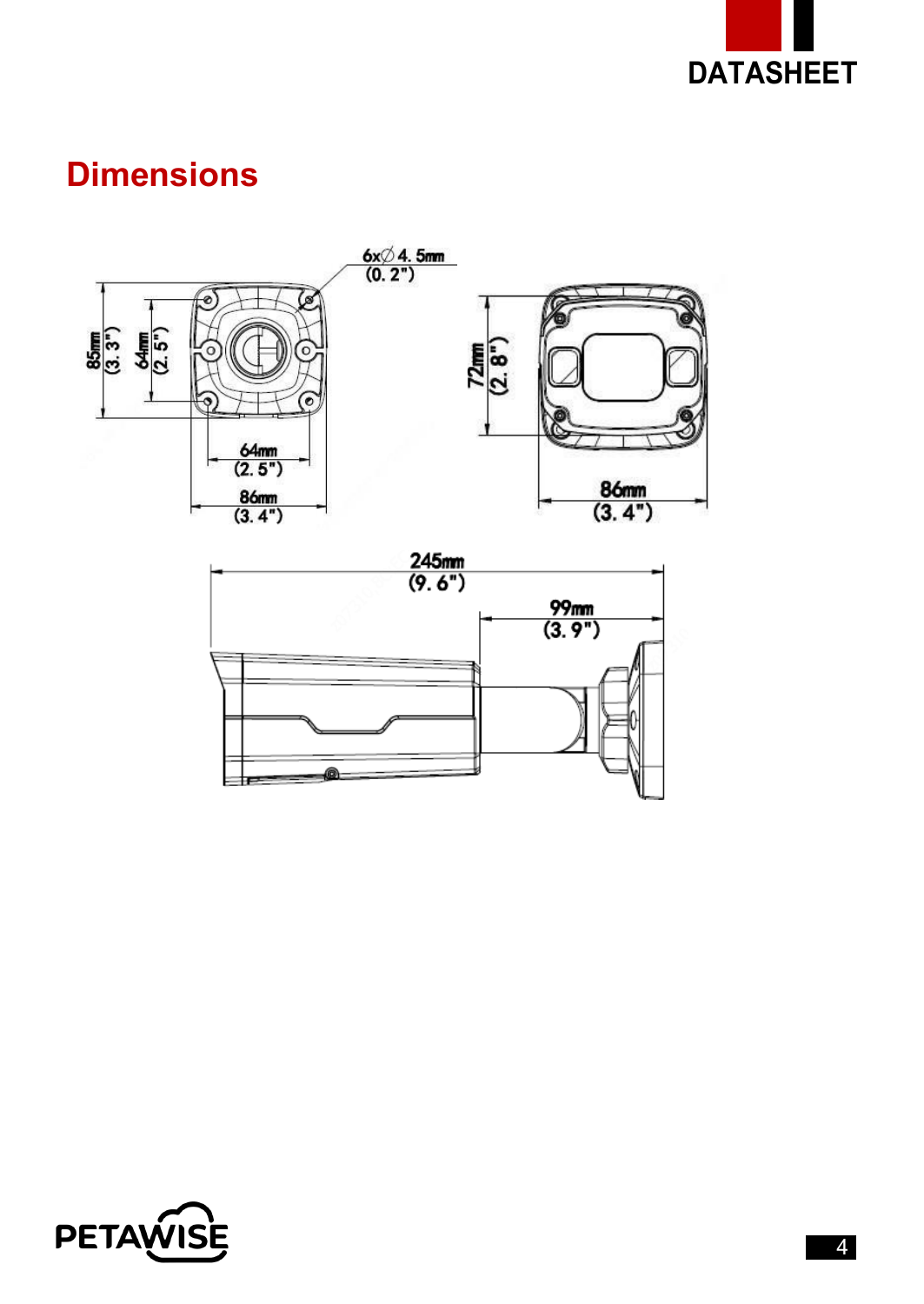## Dimensions

6x∅4.5mm (0.2")

85mm (3.3")

64mm (2.5")

64mm (2.5")

86mm (3.4")

72mm (2.8")

86mm (3.4")

245mm (9.6")

99mm (3.9")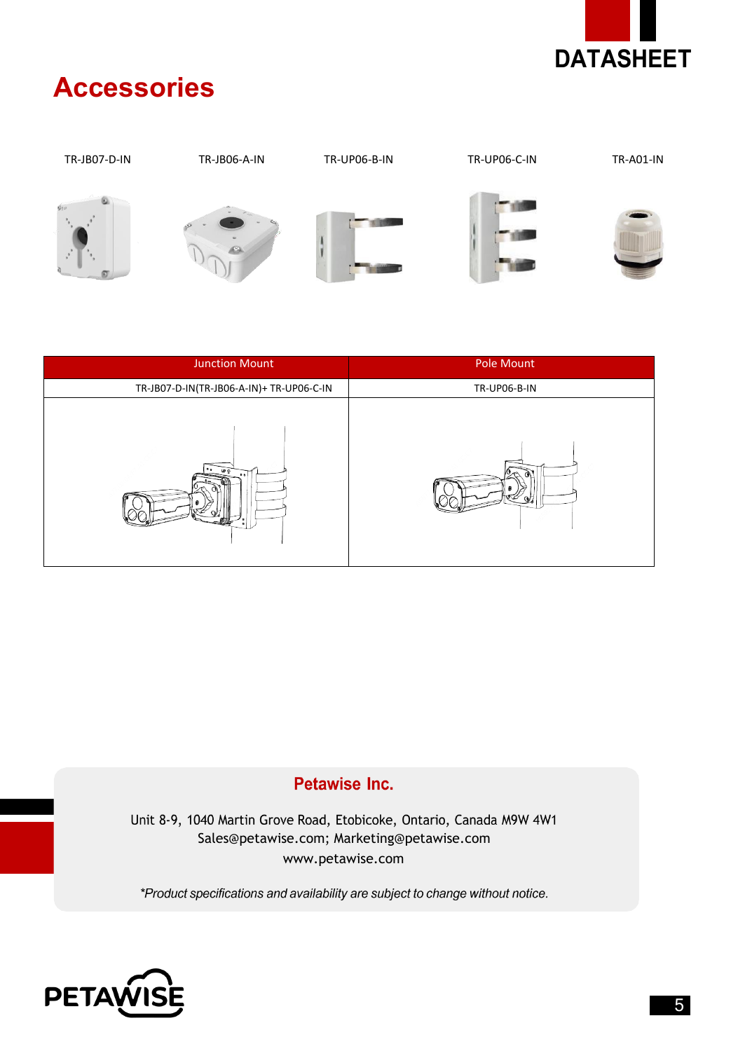## Accessories

TR-JB07-D-IN

TR-JB06-A-IN

TR-UP06-B-IN

TR-UP06-C-IN

TR-A01-IN

| Junction Mount | Pole Mount |
|---|---|
| TR-JB07-D-IN(TR-JB06-A-IN)+ TR-UP06-C-IN | TR-UP06-B-IN |

**Petawise Inc.**

Unit 8-9, 1040 Martin Grove Road, Etobicoke, Ontario, Canada M9W 4W1
Sales@petawise.com; Marketing@petawise.com
www.petawise.com

*\*Product specifications and availability are subject to change without notice.*